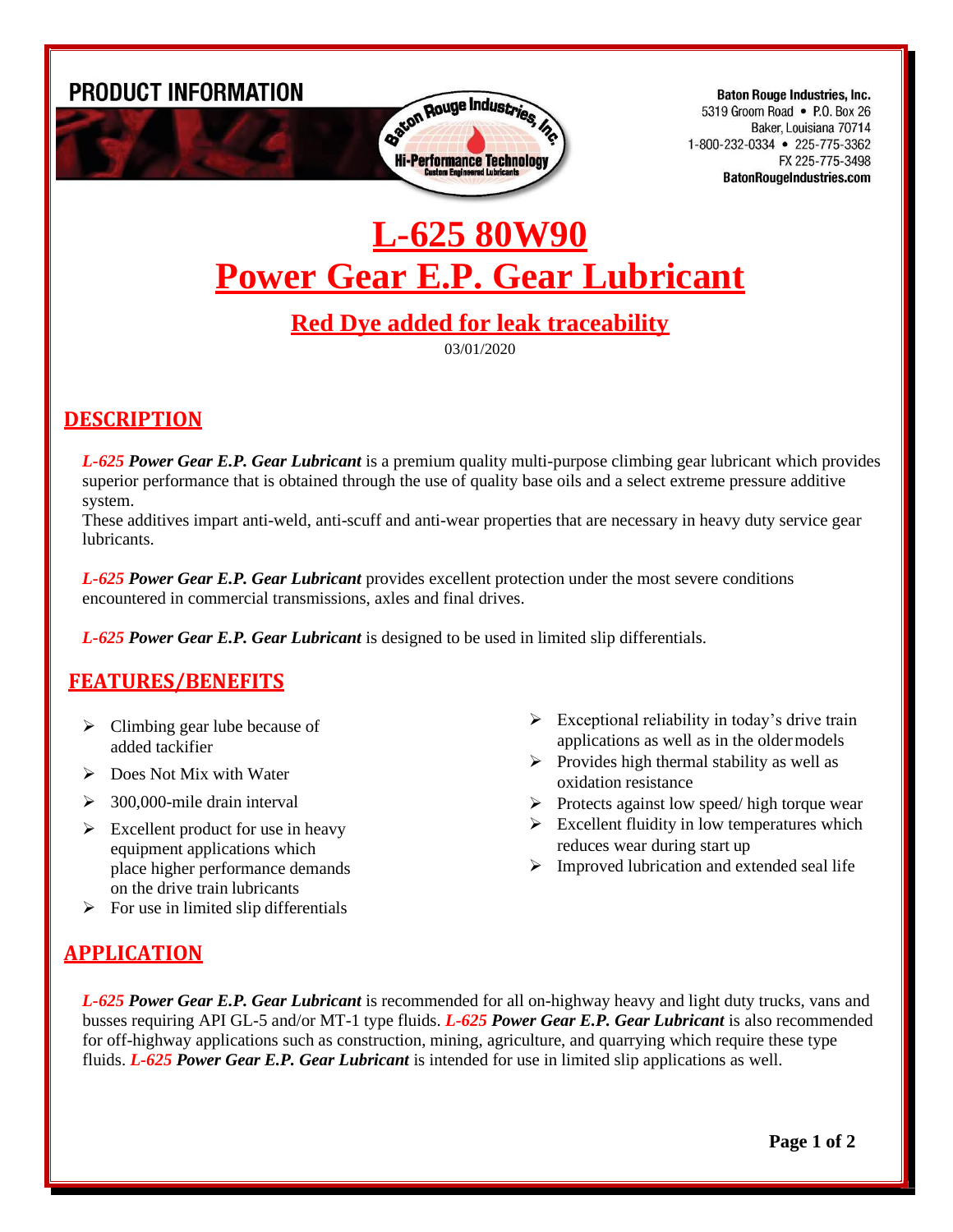PRODUCT INFORMATION

Baton Rouge Industries, Inc.
5319 Groom Road • P.O. Box 26
Baker, Louisiana 70714
1-800-232-0334 • 225-775-3362
FX 225-775-3498
BatonRougeIndustries.com

# L-625 80W90
# Power Gear E.P. Gear Lubricant

## Red Dye added for leak traceability

03/01/2020

## DESCRIPTION

***L-625* Power Gear E.P. Gear Lubricant** is a premium quality multi-purpose climbing gear lubricant which provides superior performance that is obtained through the use of quality base oils and a select extreme pressure additive system.
These additives impart anti-weld, anti-scuff and anti-wear properties that are necessary in heavy duty service gear lubricants.

***L-625* Power Gear E.P. Gear Lubricant** provides excellent protection under the most severe conditions encountered in commercial transmissions, axles and final drives.

***L-625* Power Gear E.P. Gear Lubricant** is designed to be used in limited slip differentials.

## FEATURES/BENEFITS

- Climbing gear lube because of added tackifier
- Does Not Mix with Water
- 300,000-mile drain interval
- Excellent product for use in heavy equipment applications which place higher performance demands on the drive train lubricants
- For use in limited slip differentials
- Exceptional reliability in today's drive train applications as well as in the older models
- Provides high thermal stability as well as oxidation resistance
- Protects against low speed/ high torque wear
- Excellent fluidity in low temperatures which reduces wear during start up
- Improved lubrication and extended seal life

## APPLICATION

***L-625* Power Gear E.P. Gear Lubricant** is recommended for all on-highway heavy and light duty trucks, vans and busses requiring API GL-5 and/or MT-1 type fluids. ***L-625* Power Gear E.P. Gear Lubricant** is also recommended for off-highway applications such as construction, mining, agriculture, and quarrying which require these type fluids. ***L-625* Power Gear E.P. Gear Lubricant** is intended for use in limited slip applications as well.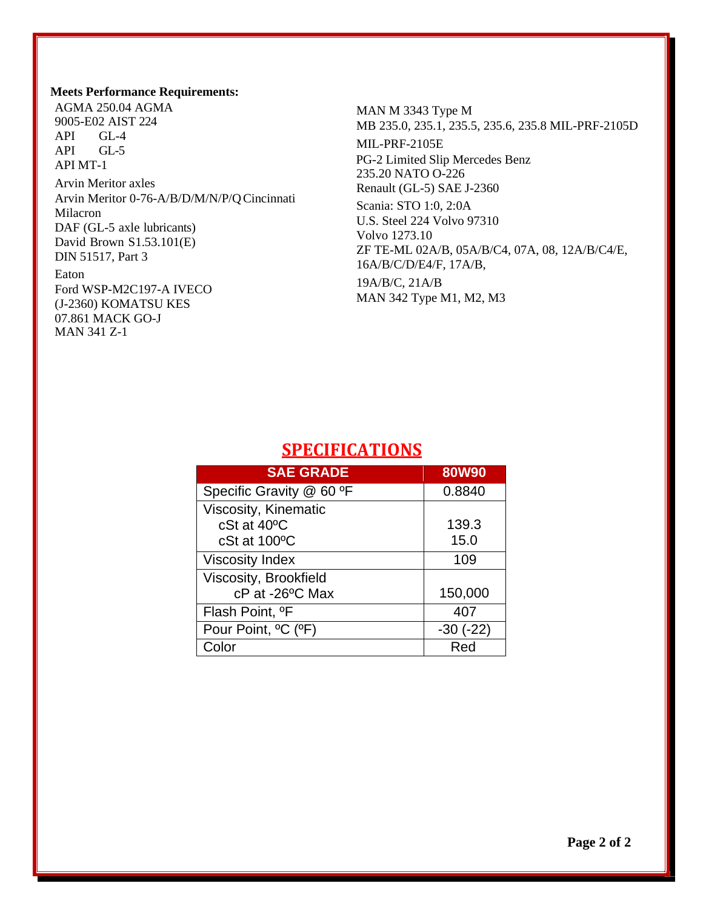**Meets Performance Requirements:**

AGMA 250.04 AGMA
9005-E02 AIST 224
API GL-4
API GL-5
API MT-1
Arvin Meritor axles
Arvin Meritor 0-76-A/B/D/M/N/P/Q Cincinnati Milacron
DAF (GL-5 axle lubricants)
David Brown S1.53.101(E)
DIN 51517, Part 3
Eaton
Ford WSP-M2C197-A IVECO
(J-2360) KOMATSU KES
07.861 MACK GO-J
MAN 341 Z-1

MAN M 3343 Type M
MB 235.0, 235.1, 235.5, 235.6, 235.8 MIL-PRF-2105D
MIL-PRF-2105E
PG-2 Limited Slip Mercedes Benz
235.20 NATO O-226
Renault (GL-5) SAE J-2360
Scania: STO 1:0, 2:0A
U.S. Steel 224 Volvo 97310
Volvo 1273.10
ZF TE-ML 02A/B, 05A/B/C4, 07A, 08, 12A/B/C4/E, 16A/B/C/D/E4/F, 17A/B,
19A/B/C, 21A/B
MAN 342 Type M1, M2, M3

## SPECIFICATIONS

| SAE GRADE | 80W90 |
|---|---|
| Specific Gravity @ 60 ºF | 0.8840 |
| Viscosity, Kinematic<br>cSt at 40ºC<br>cSt at 100ºC | <br>139.3<br>15.0 |
| Viscosity Index | 109 |
| Viscosity, Brookfield<br>cP at -26ºC Max | <br>150,000 |
| Flash Point, ºF | 407 |
| Pour Point, ºC (ºF) | -30 (-22) |
| Color | Red |